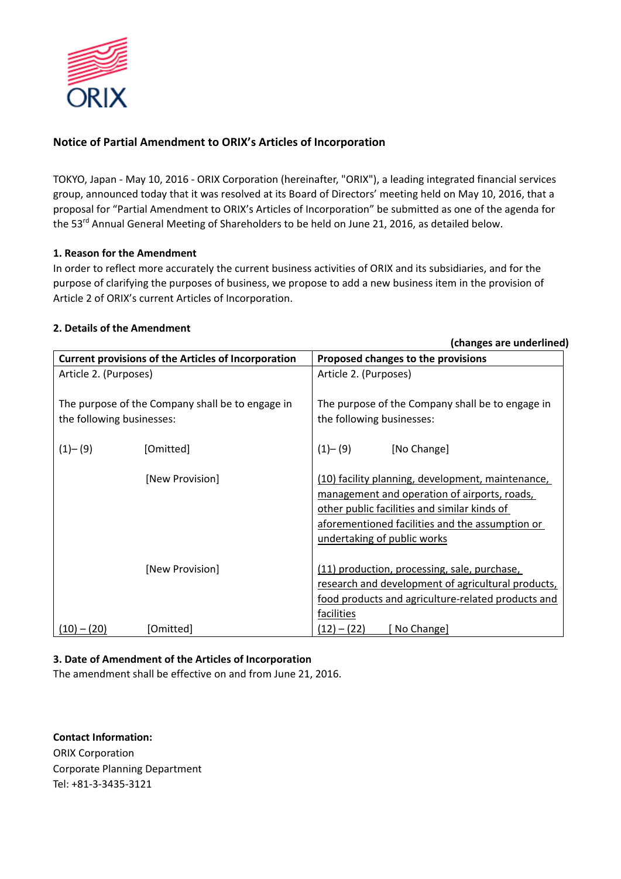ORIX

## Notice of Partial Amendment to ORIX's Articles of Incorporation

TOKYO, Japan - May 10, 2016 - ORIX Corporation (hereinafter, "ORIX"), a leading integrated financial services group, announced today that it was resolved at its Board of Directors' meeting held on May 10, 2016, that a proposal for "Partial Amendment to ORIX's Articles of Incorporation" be submitted as one of the agenda for the 53rd Annual General Meeting of Shareholders to be held on June 21, 2016, as detailed below.

### 1. Reason for the Amendment

In order to reflect more accurately the current business activities of ORIX and its subsidiaries, and for the purpose of clarifying the purposes of business, we propose to add a new business item in the provision of Article 2 of ORIX's current Articles of Incorporation.

### 2. Details of the Amendment

**(changes are underlined)**

| Current provisions of the Articles of Incorporation | Proposed changes to the provisions |
|---|---|
| Article 2. (Purposes) | Article 2. (Purposes) |
| The purpose of the Company shall be to engage in the following businesses: | The purpose of the Company shall be to engage in the following businesses: |
| (1)– (9) [Omitted] | (1)– (9) [No Change] |
| [New Provision] | <u>(10) facility planning, development, maintenance, management and operation of airports, roads, other public facilities and similar kinds of aforementioned facilities and the assumption or undertaking of public works</u> |
| [New Provision] | <u>(11) production, processing, sale, purchase, research and development of agricultural products, food products and agriculture-related products and facilities</u> |
| <u>(10) – (20)</u> [Omitted] | <u>(12) – (22) [ No Change]</u> |

### 3. Date of Amendment of the Articles of Incorporation

The amendment shall be effective on and from June 21, 2016.

**Contact Information:**
ORIX Corporation
Corporate Planning Department
Tel: +81-3-3435-3121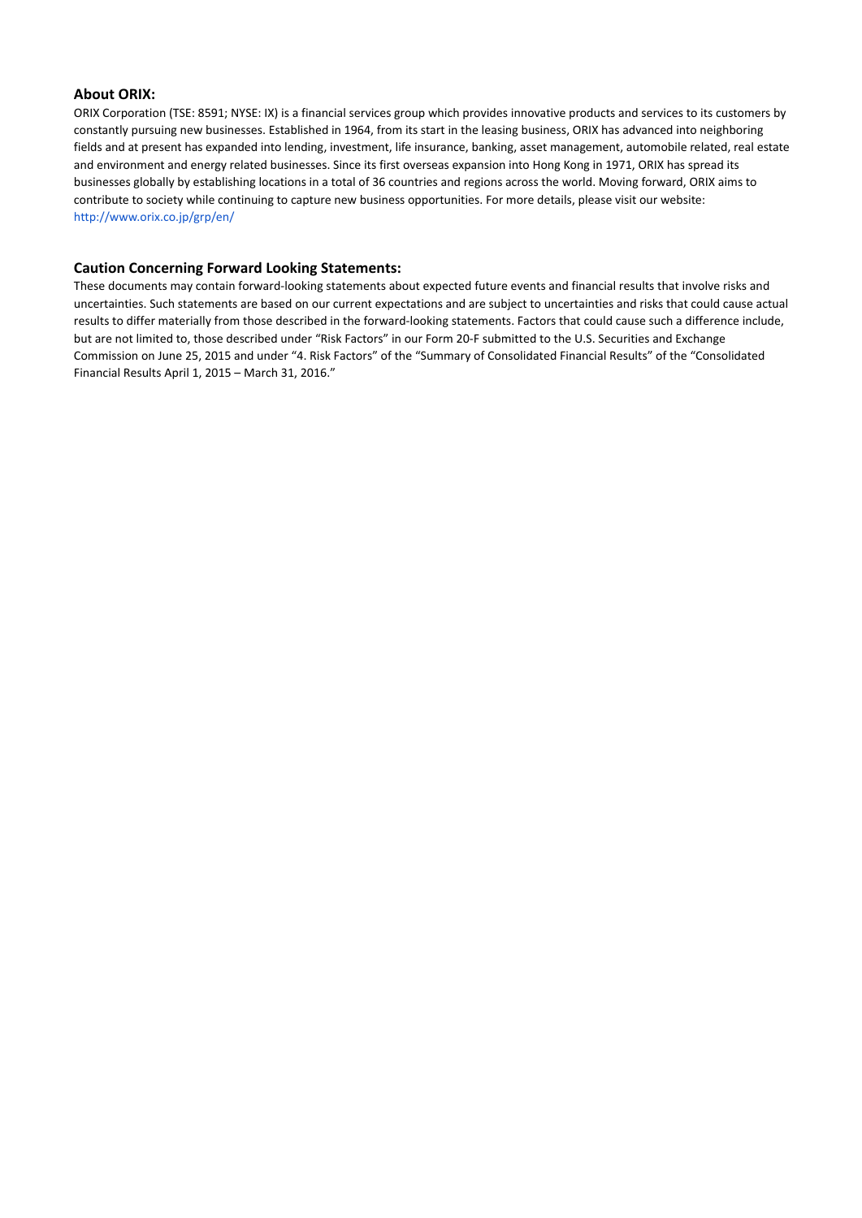## About ORIX:

ORIX Corporation (TSE: 8591; NYSE: IX) is a financial services group which provides innovative products and services to its customers by constantly pursuing new businesses. Established in 1964, from its start in the leasing business, ORIX has advanced into neighboring fields and at present has expanded into lending, investment, life insurance, banking, asset management, automobile related, real estate and environment and energy related businesses. Since its first overseas expansion into Hong Kong in 1971, ORIX has spread its businesses globally by establishing locations in a total of 36 countries and regions across the world. Moving forward, ORIX aims to contribute to society while continuing to capture new business opportunities. For more details, please visit our website: http://www.orix.co.jp/grp/en/

## Caution Concerning Forward Looking Statements:

These documents may contain forward-looking statements about expected future events and financial results that involve risks and uncertainties. Such statements are based on our current expectations and are subject to uncertainties and risks that could cause actual results to differ materially from those described in the forward-looking statements. Factors that could cause such a difference include, but are not limited to, those described under "Risk Factors" in our Form 20-F submitted to the U.S. Securities and Exchange Commission on June 25, 2015 and under "4. Risk Factors" of the "Summary of Consolidated Financial Results" of the "Consolidated Financial Results April 1, 2015 – March 31, 2016."